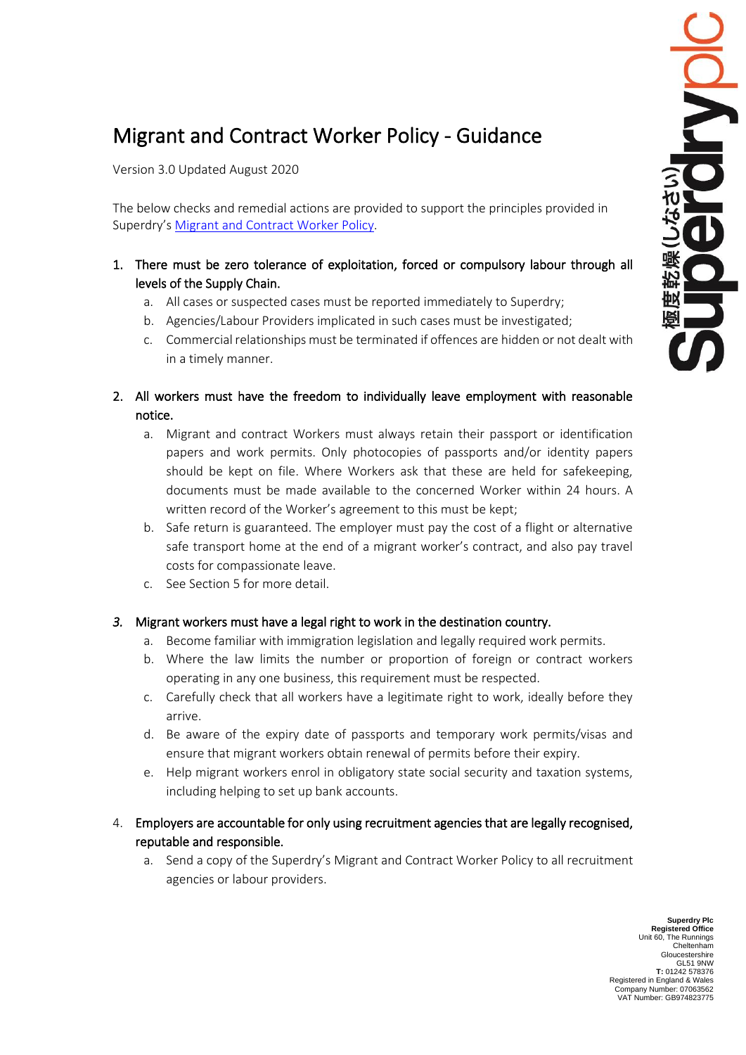# Migrant and Contract Worker Policy - Guidance

Version 3.0 Updated August 2020

The below checks and remedial actions are provided to support the principles provided in Superdry's [Migrant and Contract Worker Policy](#).

1. **There must be zero tolerance of exploitation, forced or compulsory labour through all levels of the Supply Chain.**
   a. All cases or suspected cases must be reported immediately to Superdry;
   b. Agencies/Labour Providers implicated in such cases must be investigated;
   c. Commercial relationships must be terminated if offences are hidden or not dealt with in a timely manner.

2. **All workers must have the freedom to individually leave employment with reasonable notice.**
   a. Migrant and contract Workers must always retain their passport or identification papers and work permits. Only photocopies of passports and/or identity papers should be kept on file. Where Workers ask that these are held for safekeeping, documents must be made available to the concerned Worker within 24 hours. A written record of the Worker's agreement to this must be kept;
   b. Safe return is guaranteed. The employer must pay the cost of a flight or alternative safe transport home at the end of a migrant worker's contract, and also pay travel costs for compassionate leave.
   c. See Section 5 for more detail.

3. **Migrant workers must have a legal right to work in the destination country.**
   a. Become familiar with immigration legislation and legally required work permits.
   b. Where the law limits the number or proportion of foreign or contract workers operating in any one business, this requirement must be respected.
   c. Carefully check that all workers have a legitimate right to work, ideally before they arrive.
   d. Be aware of the expiry date of passports and temporary work permits/visas and ensure that migrant workers obtain renewal of permits before their expiry.
   e. Help migrant workers enrol in obligatory state social security and taxation systems, including helping to set up bank accounts.

4. **Employers are accountable for only using recruitment agencies that are legally recognised, reputable and responsible.**
   a. Send a copy of the Superdry's Migrant and Contract Worker Policy to all recruitment agencies or labour providers.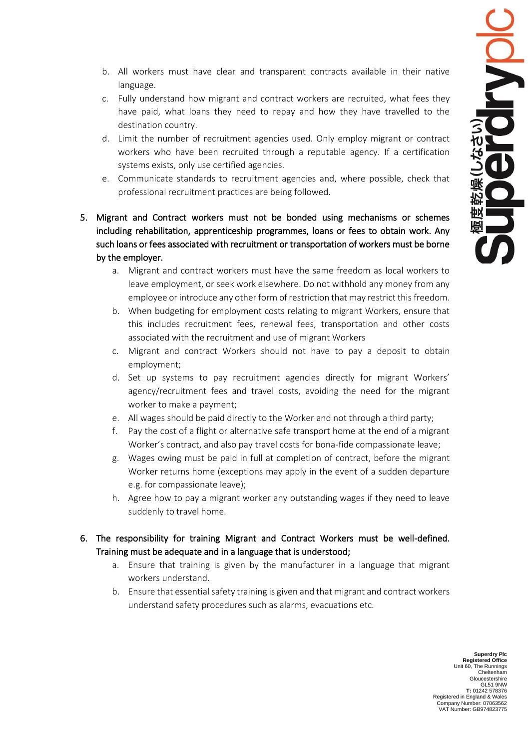b. All workers must have clear and transparent contracts available in their native language.
c. Fully understand how migrant and contract workers are recruited, what fees they have paid, what loans they need to repay and how they have travelled to the destination country.
d. Limit the number of recruitment agencies used. Only employ migrant or contract workers who have been recruited through a reputable agency. If a certification systems exists, only use certified agencies.
e. Communicate standards to recruitment agencies and, where possible, check that professional recruitment practices are being followed.

5. **Migrant and Contract workers must not be bonded using mechanisms or schemes including rehabilitation, apprenticeship programmes, loans or fees to obtain work. Any such loans or fees associated with recruitment or transportation of workers must be borne by the employer.**
   a. Migrant and contract workers must have the same freedom as local workers to leave employment, or seek work elsewhere. Do not withhold any money from any employee or introduce any other form of restriction that may restrict this freedom.
   b. When budgeting for employment costs relating to migrant Workers, ensure that this includes recruitment fees, renewal fees, transportation and other costs associated with the recruitment and use of migrant Workers
   c. Migrant and contract Workers should not have to pay a deposit to obtain employment;
   d. Set up systems to pay recruitment agencies directly for migrant Workers' agency/recruitment fees and travel costs, avoiding the need for the migrant worker to make a payment;
   e. All wages should be paid directly to the Worker and not through a third party;
   f. Pay the cost of a flight or alternative safe transport home at the end of a migrant Worker's contract, and also pay travel costs for bona-fide compassionate leave;
   g. Wages owing must be paid in full at completion of contract, before the migrant Worker returns home (exceptions may apply in the event of a sudden departure e.g. for compassionate leave);
   h. Agree how to pay a migrant worker any outstanding wages if they need to leave suddenly to travel home.

6. **The responsibility for training Migrant and Contract Workers must be well-defined. Training must be adequate and in a language that is understood;**
   a. Ensure that training is given by the manufacturer in a language that migrant workers understand.
   b. Ensure that essential safety training is given and that migrant and contract workers understand safety procedures such as alarms, evacuations etc.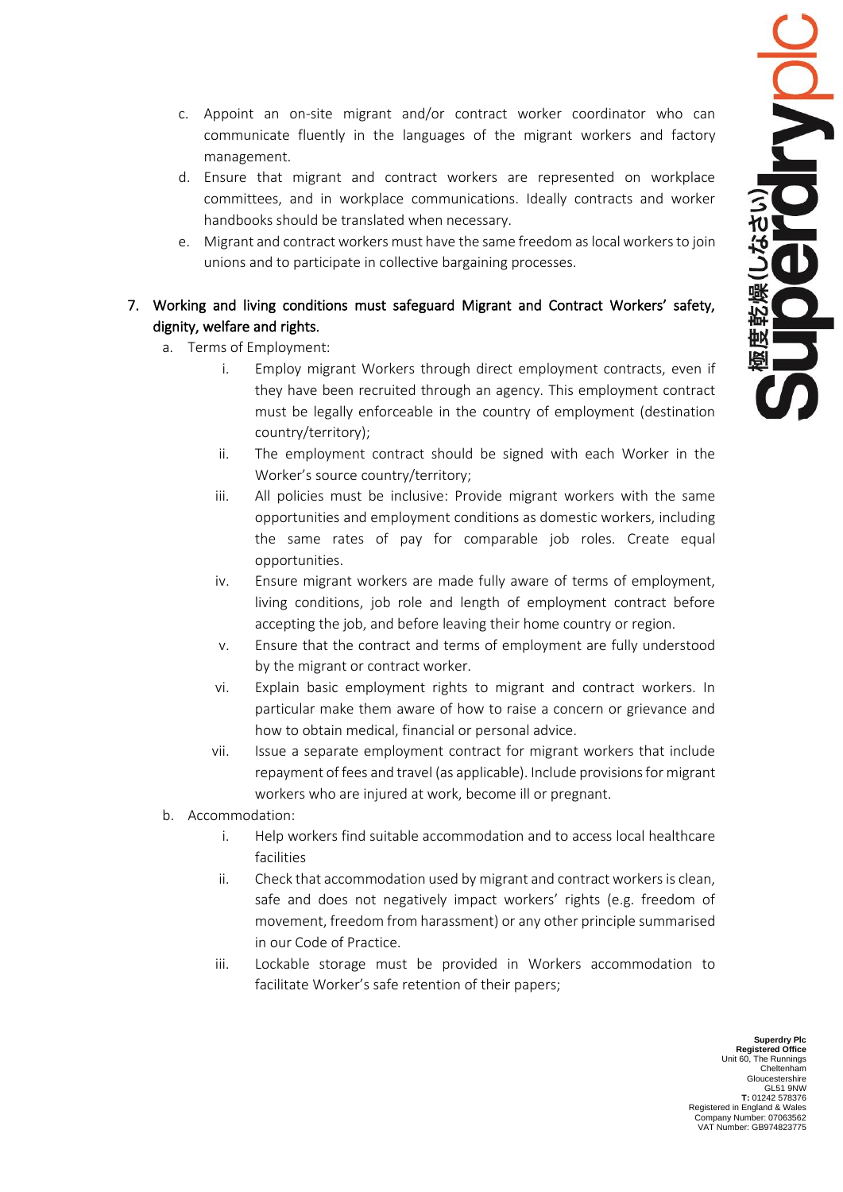c. Appoint an on-site migrant and/or contract worker coordinator who can communicate fluently in the languages of the migrant workers and factory management.

d. Ensure that migrant and contract workers are represented on workplace committees, and in workplace communications. Ideally contracts and worker handbooks should be translated when necessary.

e. Migrant and contract workers must have the same freedom as local workers to join unions and to participate in collective bargaining processes.

7. **Working and living conditions must safeguard Migrant and Contract Workers' safety, dignity, welfare and rights.**

   a. Terms of Employment:

      i. Employ migrant Workers through direct employment contracts, even if they have been recruited through an agency. This employment contract must be legally enforceable in the country of employment (destination country/territory);

      ii. The employment contract should be signed with each Worker in the Worker's source country/territory;

      iii. All policies must be inclusive: Provide migrant workers with the same opportunities and employment conditions as domestic workers, including the same rates of pay for comparable job roles. Create equal opportunities.

      iv. Ensure migrant workers are made fully aware of terms of employment, living conditions, job role and length of employment contract before accepting the job, and before leaving their home country or region.

      v. Ensure that the contract and terms of employment are fully understood by the migrant or contract worker.

      vi. Explain basic employment rights to migrant and contract workers. In particular make them aware of how to raise a concern or grievance and how to obtain medical, financial or personal advice.

      vii. Issue a separate employment contract for migrant workers that include repayment of fees and travel (as applicable). Include provisions for migrant workers who are injured at work, become ill or pregnant.

   b. Accommodation:

      i. Help workers find suitable accommodation and to access local healthcare facilities

      ii. Check that accommodation used by migrant and contract workers is clean, safe and does not negatively impact workers' rights (e.g. freedom of movement, freedom from harassment) or any other principle summarised in our Code of Practice.

      iii. Lockable storage must be provided in Workers accommodation to facilitate Worker's safe retention of their papers;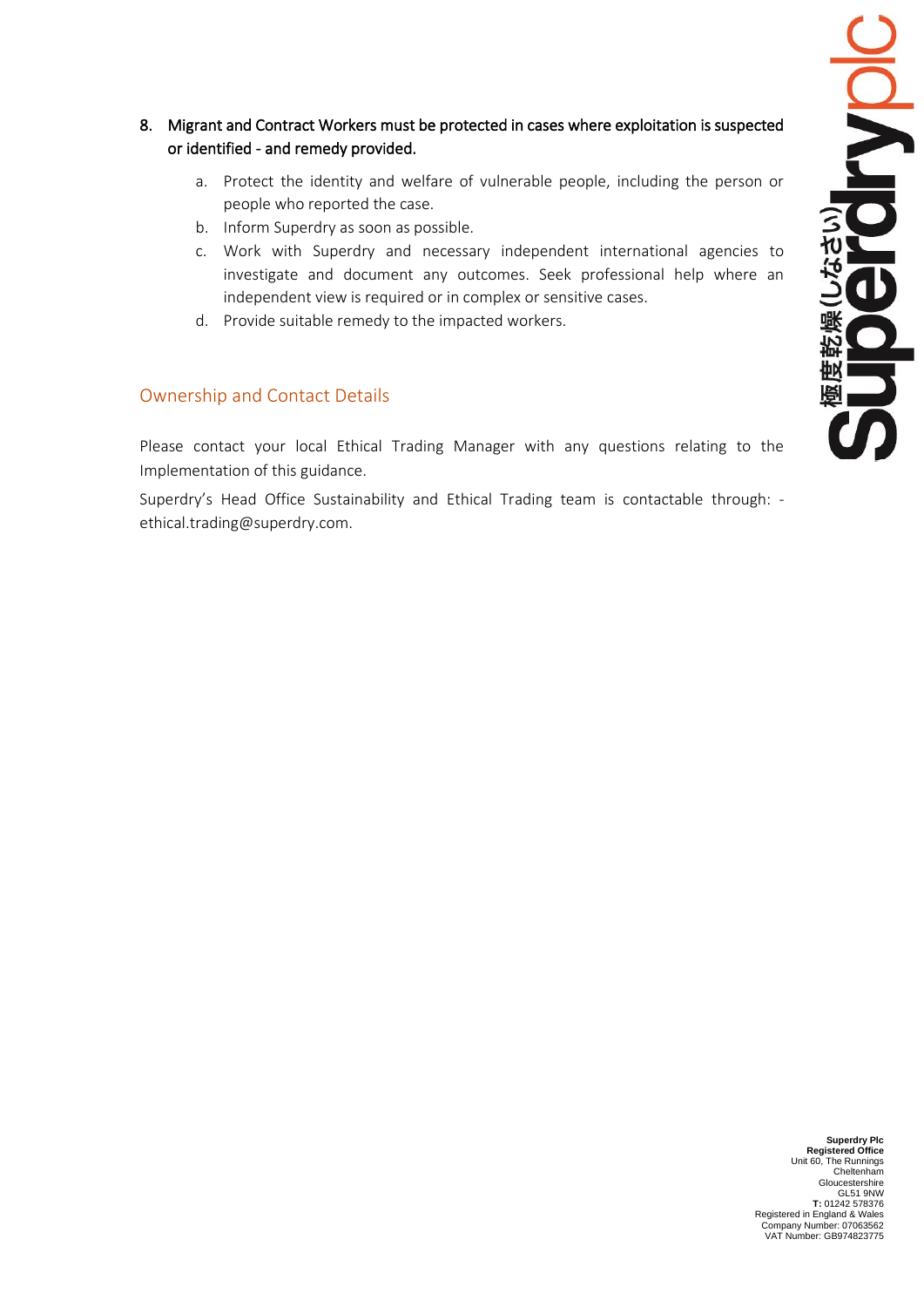8. **Migrant and Contract Workers must be protected in cases where exploitation is suspected or identified - and remedy provided.**
   a. Protect the identity and welfare of vulnerable people, including the person or people who reported the case.
   b. Inform Superdry as soon as possible.
   c. Work with Superdry and necessary independent international agencies to investigate and document any outcomes. Seek professional help where an independent view is required or in complex or sensitive cases.
   d. Provide suitable remedy to the impacted workers.

## Ownership and Contact Details

Please contact your local Ethical Trading Manager with any questions relating to the Implementation of this guidance.

Superdry's Head Office Sustainability and Ethical Trading team is contactable through: - ethical.trading@superdry.com.

**Superdry Plc**
**Registered Office**
Unit 60, The Runnings
Cheltenham
Gloucestershire
GL51 9NW
**T:** 01242 578376
Registered in England & Wales
Company Number: 07063562
VAT Number: GB974823775